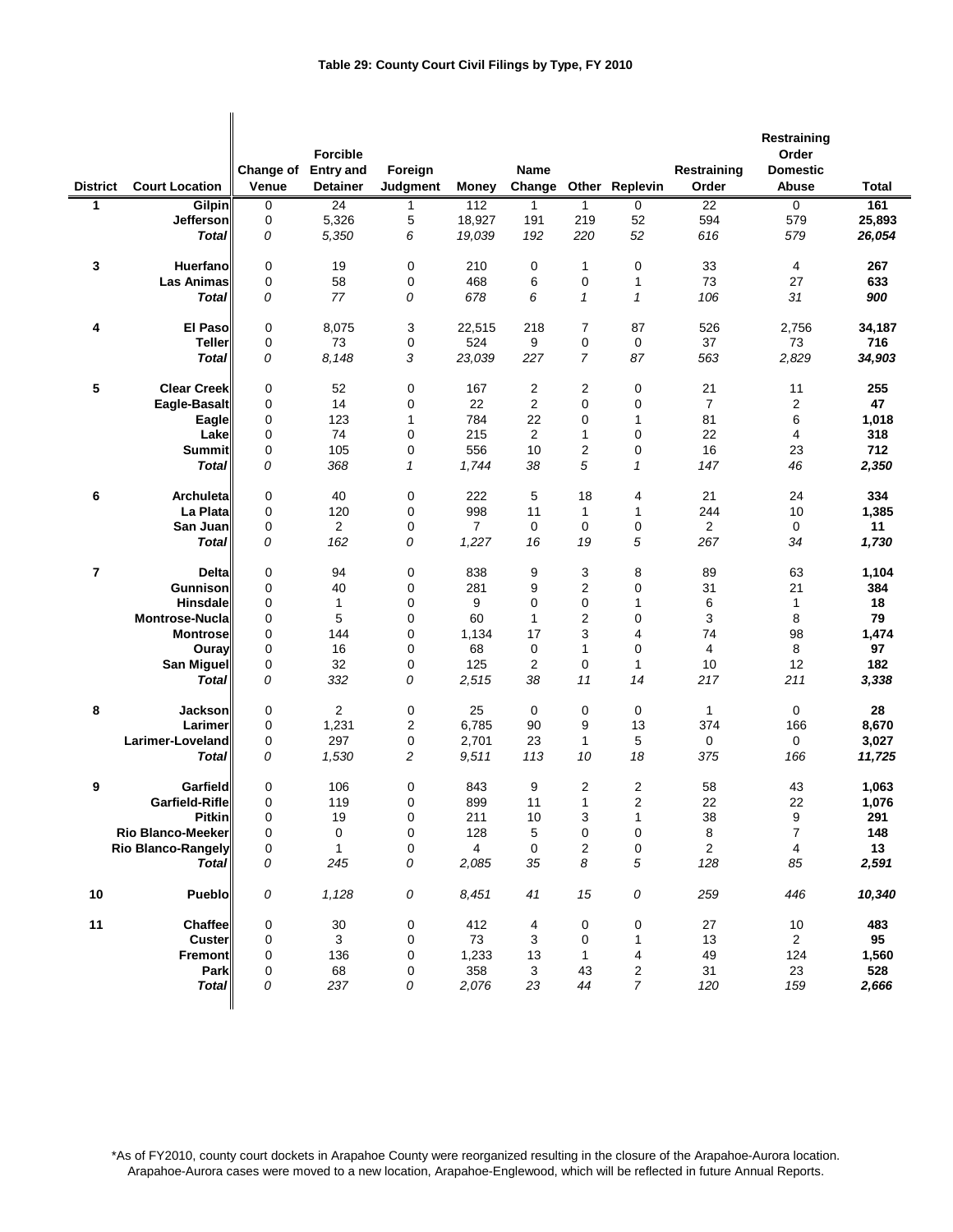**Table 29: County Court Civil Filings by Type, FY 2010**

| District | Court Location | Change of Venue | Forcible Entry and Detainer | Foreign Judgment | Money | Name Change | Other | Replevin | Restraining Order | Restraining Order Domestic Abuse | Total |
|---|---|---|---|---|---|---|---|---|---|---|---|
| 1 | Gilpin | 0 | 24 | 1 | 112 | 1 | 1 | 0 | 22 | 0 | **161** |
| | Jefferson | 0 | 5,326 | 5 | 18,927 | 191 | 219 | 52 | 594 | 579 | **25,893** |
| | ***Total*** | *0* | *5,350* | *6* | *19,039* | *192* | *220* | *52* | *616* | *579* | ***26,054*** |
| 3 | Huerfano | 0 | 19 | 0 | 210 | 0 | 1 | 0 | 33 | 4 | **267** |
| | Las Animas | 0 | 58 | 0 | 468 | 6 | 0 | 1 | 73 | 27 | **633** |
| | ***Total*** | *0* | *77* | *0* | *678* | *6* | *1* | *1* | *106* | *31* | ***900*** |
| 4 | El Paso | 0 | 8,075 | 3 | 22,515 | 218 | 7 | 87 | 526 | 2,756 | **34,187** |
| | Teller | 0 | 73 | 0 | 524 | 9 | 0 | 0 | 37 | 73 | **716** |
| | ***Total*** | *0* | *8,148* | *3* | *23,039* | *227* | *7* | *87* | *563* | *2,829* | ***34,903*** |
| 5 | Clear Creek | 0 | 52 | 0 | 167 | 2 | 2 | 0 | 21 | 11 | **255** |
| | Eagle-Basalt | 0 | 14 | 0 | 22 | 2 | 0 | 0 | 7 | 2 | **47** |
| | Eagle | 0 | 123 | 1 | 784 | 22 | 0 | 1 | 81 | 6 | **1,018** |
| | Lake | 0 | 74 | 0 | 215 | 2 | 1 | 0 | 22 | 4 | **318** |
| | Summit | 0 | 105 | 0 | 556 | 10 | 2 | 0 | 16 | 23 | **712** |
| | ***Total*** | *0* | *368* | *1* | *1,744* | *38* | *5* | *1* | *147* | *46* | ***2,350*** |
| 6 | Archuleta | 0 | 40 | 0 | 222 | 5 | 18 | 4 | 21 | 24 | **334** |
| | La Plata | 0 | 120 | 0 | 998 | 11 | 1 | 1 | 244 | 10 | **1,385** |
| | San Juan | 0 | 2 | 0 | 7 | 0 | 0 | 0 | 2 | 0 | **11** |
| | ***Total*** | *0* | *162* | *0* | *1,227* | *16* | *19* | *5* | *267* | *34* | ***1,730*** |
| 7 | Delta | 0 | 94 | 0 | 838 | 9 | 3 | 8 | 89 | 63 | **1,104** |
| | Gunnison | 0 | 40 | 0 | 281 | 9 | 2 | 0 | 31 | 21 | **384** |
| | Hinsdale | 0 | 1 | 0 | 9 | 0 | 0 | 1 | 6 | 1 | **18** |
| | Montrose-Nucla | 0 | 5 | 0 | 60 | 1 | 2 | 0 | 3 | 8 | **79** |
| | Montrose | 0 | 144 | 0 | 1,134 | 17 | 3 | 4 | 74 | 98 | **1,474** |
| | Ouray | 0 | 16 | 0 | 68 | 0 | 1 | 0 | 4 | 8 | **97** |
| | San Miguel | 0 | 32 | 0 | 125 | 2 | 0 | 1 | 10 | 12 | **182** |
| | ***Total*** | *0* | *332* | *0* | *2,515* | *38* | *11* | *14* | *217* | *211* | ***3,338*** |
| 8 | Jackson | 0 | 2 | 0 | 25 | 0 | 0 | 0 | 1 | 0 | **28** |
| | Larimer | 0 | 1,231 | 2 | 6,785 | 90 | 9 | 13 | 374 | 166 | **8,670** |
| | Larimer-Loveland | 0 | 297 | 0 | 2,701 | 23 | 1 | 5 | 0 | 0 | **3,027** |
| | ***Total*** | *0* | *1,530* | *2* | *9,511* | *113* | *10* | *18* | *375* | *166* | ***11,725*** |
| 9 | Garfield | 0 | 106 | 0 | 843 | 9 | 2 | 2 | 58 | 43 | **1,063** |
| | Garfield-Rifle | 0 | 119 | 0 | 899 | 11 | 1 | 2 | 22 | 22 | **1,076** |
| | Pitkin | 0 | 19 | 0 | 211 | 10 | 3 | 1 | 38 | 9 | **291** |
| | Rio Blanco-Meeker | 0 | 0 | 0 | 128 | 5 | 0 | 0 | 8 | 7 | **148** |
| | Rio Blanco-Rangely | 0 | 1 | 0 | 4 | 0 | 2 | 0 | 2 | 4 | **13** |
| | ***Total*** | *0* | *245* | *0* | *2,085* | *35* | *8* | *5* | *128* | *85* | ***2,591*** |
| 10 | Pueblo | *0* | *1,128* | *0* | *8,451* | *41* | *15* | *0* | *259* | *446* | ***10,340*** |
| 11 | Chaffee | 0 | 30 | 0 | 412 | 4 | 0 | 0 | 27 | 10 | **483** |
| | Custer | 0 | 3 | 0 | 73 | 3 | 0 | 1 | 13 | 2 | **95** |
| | Fremont | 0 | 136 | 0 | 1,233 | 13 | 1 | 4 | 49 | 124 | **1,560** |
| | Park | 0 | 68 | 0 | 358 | 3 | 43 | 2 | 31 | 23 | **528** |
| | ***Total*** | *0* | *237* | *0* | *2,076* | *23* | *44* | *7* | *120* | *159* | ***2,666*** |

*As of FY2010, county court dockets in Arapahoe County were reorganized resulting in the closure of the Arapahoe-Aurora location. Arapahoe-Aurora cases were moved to a new location, Arapahoe-Englewood, which will be reflected in future Annual Reports.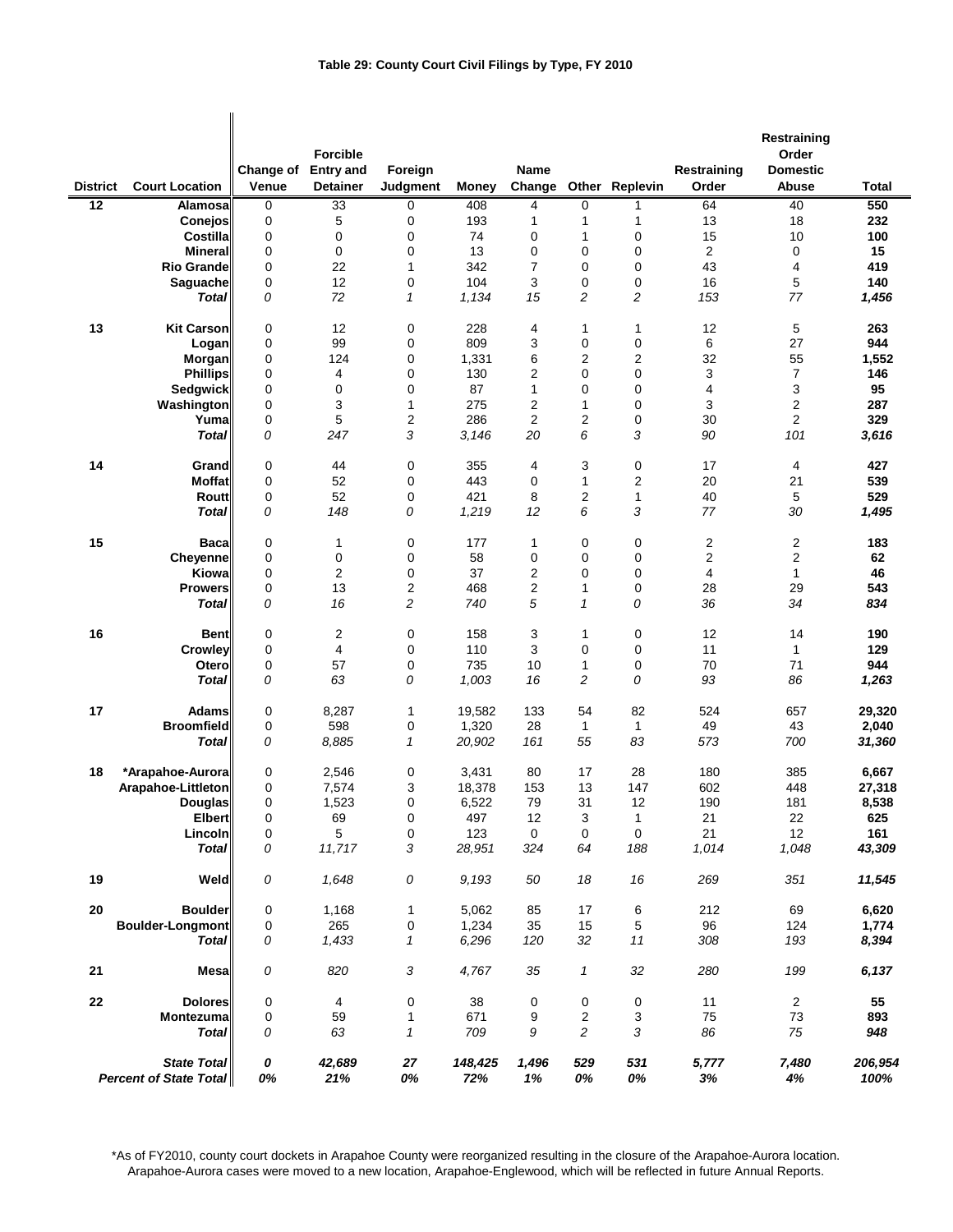**Table 29: County Court Civil Filings by Type, FY 2010**

| District | Court Location | Change of Venue | Forcible Entry and Detainer | Foreign Judgment | Money | Name Change | Other | Replevin | Restraining Order | Restraining Order Domestic Abuse | Total |
|---|---|---|---|---|---|---|---|---|---|---|---|
| 12 | Alamosa | 0 | 33 | 0 | 408 | 4 | 0 | 1 | 64 | 40 | **550** |
| | Conejos | 0 | 5 | 0 | 193 | 1 | 1 | 1 | 13 | 18 | **232** |
| | Costilla | 0 | 0 | 0 | 74 | 0 | 1 | 0 | 15 | 10 | **100** |
| | Mineral | 0 | 0 | 0 | 13 | 0 | 0 | 0 | 2 | 0 | **15** |
| | Rio Grande | 0 | 22 | 1 | 342 | 7 | 0 | 0 | 43 | 4 | **419** |
| | Saguache | 0 | 12 | 0 | 104 | 3 | 0 | 0 | 16 | 5 | **140** |
| | ***Total*** | *0* | *72* | *1* | *1,134* | *15* | *2* | *2* | *153* | *77* | ***1,456*** |
| 13 | Kit Carson | 0 | 12 | 0 | 228 | 4 | 1 | 1 | 12 | 5 | **263** |
| | Logan | 0 | 99 | 0 | 809 | 3 | 0 | 0 | 6 | 27 | **944** |
| | Morgan | 0 | 124 | 0 | 1,331 | 6 | 2 | 2 | 32 | 55 | **1,552** |
| | Phillips | 0 | 4 | 0 | 130 | 2 | 0 | 0 | 3 | 7 | **146** |
| | Sedgwick | 0 | 0 | 0 | 87 | 1 | 0 | 0 | 4 | 3 | **95** |
| | Washington | 0 | 3 | 1 | 275 | 2 | 1 | 0 | 3 | 2 | **287** |
| | Yuma | 0 | 5 | 2 | 286 | 2 | 2 | 0 | 30 | 2 | **329** |
| | ***Total*** | *0* | *247* | *3* | *3,146* | *20* | *6* | *3* | *90* | *101* | ***3,616*** |
| 14 | Grand | 0 | 44 | 0 | 355 | 4 | 3 | 0 | 17 | 4 | **427** |
| | Moffat | 0 | 52 | 0 | 443 | 0 | 1 | 2 | 20 | 21 | **539** |
| | Routt | 0 | 52 | 0 | 421 | 8 | 2 | 1 | 40 | 5 | **529** |
| | ***Total*** | *0* | *148* | *0* | *1,219* | *12* | *6* | *3* | *77* | *30* | ***1,495*** |
| 15 | Baca | 0 | 1 | 0 | 177 | 1 | 0 | 0 | 2 | 2 | **183** |
| | Cheyenne | 0 | 0 | 0 | 58 | 0 | 0 | 0 | 2 | 2 | **62** |
| | Kiowa | 0 | 2 | 0 | 37 | 2 | 0 | 0 | 4 | 1 | **46** |
| | Prowers | 0 | 13 | 2 | 468 | 2 | 1 | 0 | 28 | 29 | **543** |
| | ***Total*** | *0* | *16* | *2* | *740* | *5* | *1* | *0* | *36* | *34* | ***834*** |
| 16 | Bent | 0 | 2 | 0 | 158 | 3 | 1 | 0 | 12 | 14 | **190** |
| | Crowley | 0 | 4 | 0 | 110 | 3 | 0 | 0 | 11 | 1 | **129** |
| | Otero | 0 | 57 | 0 | 735 | 10 | 1 | 0 | 70 | 71 | **944** |
| | ***Total*** | *0* | *63* | *0* | *1,003* | *16* | *2* | *0* | *93* | *86* | ***1,263*** |
| 17 | Adams | 0 | 8,287 | 1 | 19,582 | 133 | 54 | 82 | 524 | 657 | **29,320** |
| | Broomfield | 0 | 598 | 0 | 1,320 | 28 | 1 | 1 | 49 | 43 | **2,040** |
| | ***Total*** | *0* | *8,885* | *1* | *20,902* | *161* | *55* | *83* | *573* | *700* | ***31,360*** |
| 18 | *Arapahoe-Aurora | 0 | 2,546 | 0 | 3,431 | 80 | 17 | 28 | 180 | 385 | **6,667** |
| | Arapahoe-Littleton | 0 | 7,574 | 3 | 18,378 | 153 | 13 | 147 | 602 | 448 | **27,318** |
| | Douglas | 0 | 1,523 | 0 | 6,522 | 79 | 31 | 12 | 190 | 181 | **8,538** |
| | Elbert | 0 | 69 | 0 | 497 | 12 | 3 | 1 | 21 | 22 | **625** |
| | Lincoln | 0 | 5 | 0 | 123 | 0 | 0 | 0 | 21 | 12 | **161** |
| | ***Total*** | *0* | *11,717* | *3* | *28,951* | *324* | *64* | *188* | *1,014* | *1,048* | ***43,309*** |
| 19 | Weld | *0* | *1,648* | *0* | *9,193* | *50* | *18* | *16* | *269* | *351* | ***11,545*** |
| 20 | Boulder | 0 | 1,168 | 1 | 5,062 | 85 | 17 | 6 | 212 | 69 | **6,620** |
| | Boulder-Longmont | 0 | 265 | 0 | 1,234 | 35 | 15 | 5 | 96 | 124 | **1,774** |
| | ***Total*** | *0* | *1,433* | *1* | *6,296* | *120* | *32* | *11* | *308* | *193* | ***8,394*** |
| 21 | Mesa | *0* | *820* | *3* | *4,767* | *35* | *1* | *32* | *280* | *199* | ***6,137*** |
| 22 | Dolores | 0 | 4 | 0 | 38 | 0 | 0 | 0 | 11 | 2 | **55** |
| | Montezuma | 0 | 59 | 1 | 671 | 9 | 2 | 3 | 75 | 73 | **893** |
| | ***Total*** | *0* | *63* | *1* | *709* | *9* | *2* | *3* | *86* | *75* | ***948*** |
| | ***State Total*** | ***0*** | ***42,689*** | ***27*** | ***148,425*** | ***1,496*** | ***529*** | ***531*** | ***5,777*** | ***7,480*** | ***206,954*** |
| | ***Percent of State Total*** | ***0%*** | ***21%*** | ***0%*** | ***72%*** | ***1%*** | ***0%*** | ***0%*** | ***3%*** | ***4%*** | ***100%*** |

*As of FY2010, county court dockets in Arapahoe County were reorganized resulting in the closure of the Arapahoe-Aurora location. Arapahoe-Aurora cases were moved to a new location, Arapahoe-Englewood, which will be reflected in future Annual Reports.